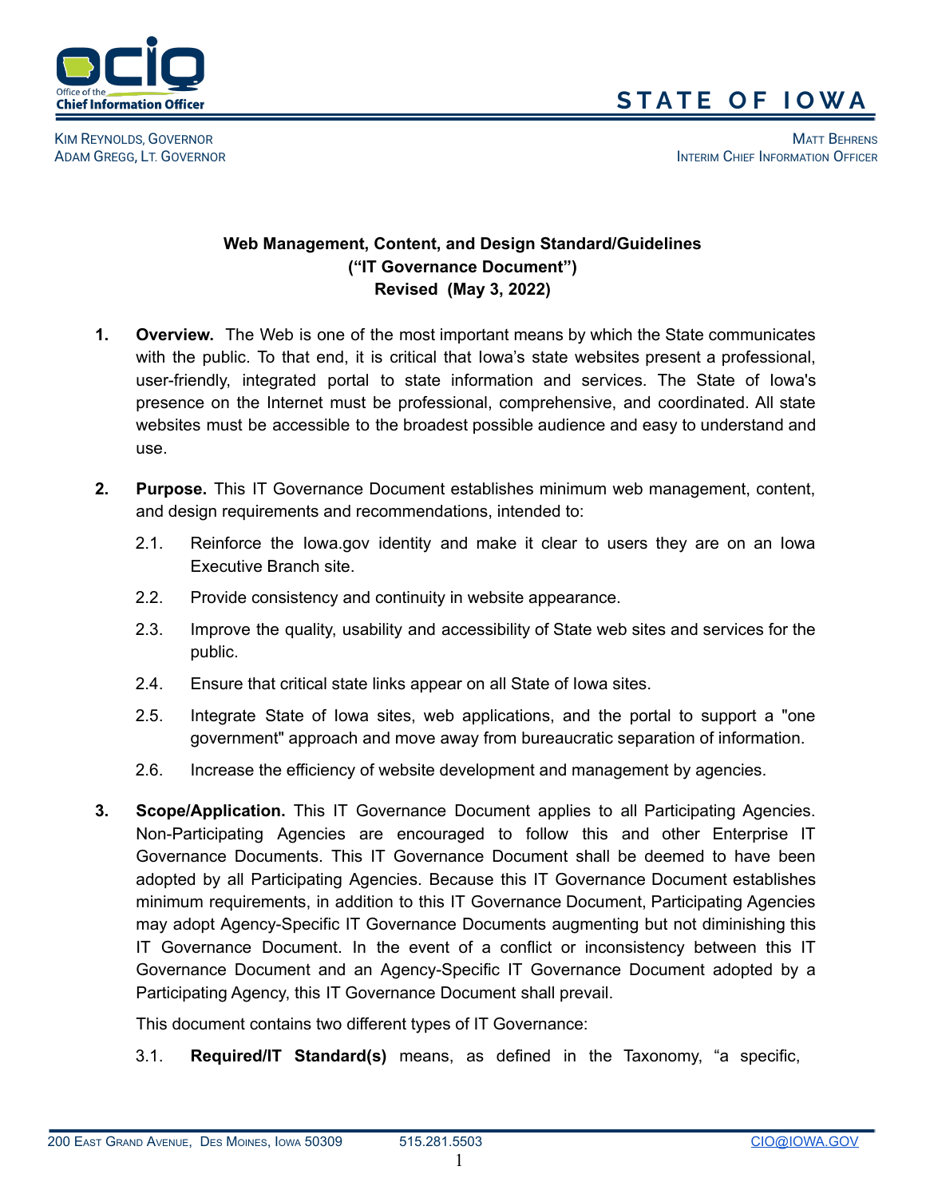**STATE OF IOWA**

KIM REYNOLDS, GOVERNOR
ADAM GREGG, LT. GOVERNOR

MATT BEHRENS
INTERIM CHIEF INFORMATION OFFICER

# Web Management, Content, and Design Standard/Guidelines ("IT Governance Document") Revised (May 3, 2022)

1. **Overview.** The Web is one of the most important means by which the State communicates with the public. To that end, it is critical that Iowa's state websites present a professional, user-friendly, integrated portal to state information and services. The State of Iowa's presence on the Internet must be professional, comprehensive, and coordinated. All state websites must be accessible to the broadest possible audience and easy to understand and use.

2. **Purpose.** This IT Governance Document establishes minimum web management, content, and design requirements and recommendations, intended to:

   2.1. Reinforce the Iowa.gov identity and make it clear to users they are on an Iowa Executive Branch site.

   2.2. Provide consistency and continuity in website appearance.

   2.3. Improve the quality, usability and accessibility of State web sites and services for the public.

   2.4. Ensure that critical state links appear on all State of Iowa sites.

   2.5. Integrate State of Iowa sites, web applications, and the portal to support a "one government" approach and move away from bureaucratic separation of information.

   2.6. Increase the efficiency of website development and management by agencies.

3. **Scope/Application.** This IT Governance Document applies to all Participating Agencies. Non-Participating Agencies are encouraged to follow this and other Enterprise IT Governance Documents. This IT Governance Document shall be deemed to have been adopted by all Participating Agencies. Because this IT Governance Document establishes minimum requirements, in addition to this IT Governance Document, Participating Agencies may adopt Agency-Specific IT Governance Documents augmenting but not diminishing this IT Governance Document. In the event of a conflict or inconsistency between this IT Governance Document and an Agency-Specific IT Governance Document adopted by a Participating Agency, this IT Governance Document shall prevail.

   This document contains two different types of IT Governance:

   3.1. **Required/IT Standard(s)** means, as defined in the Taxonomy, "a specific,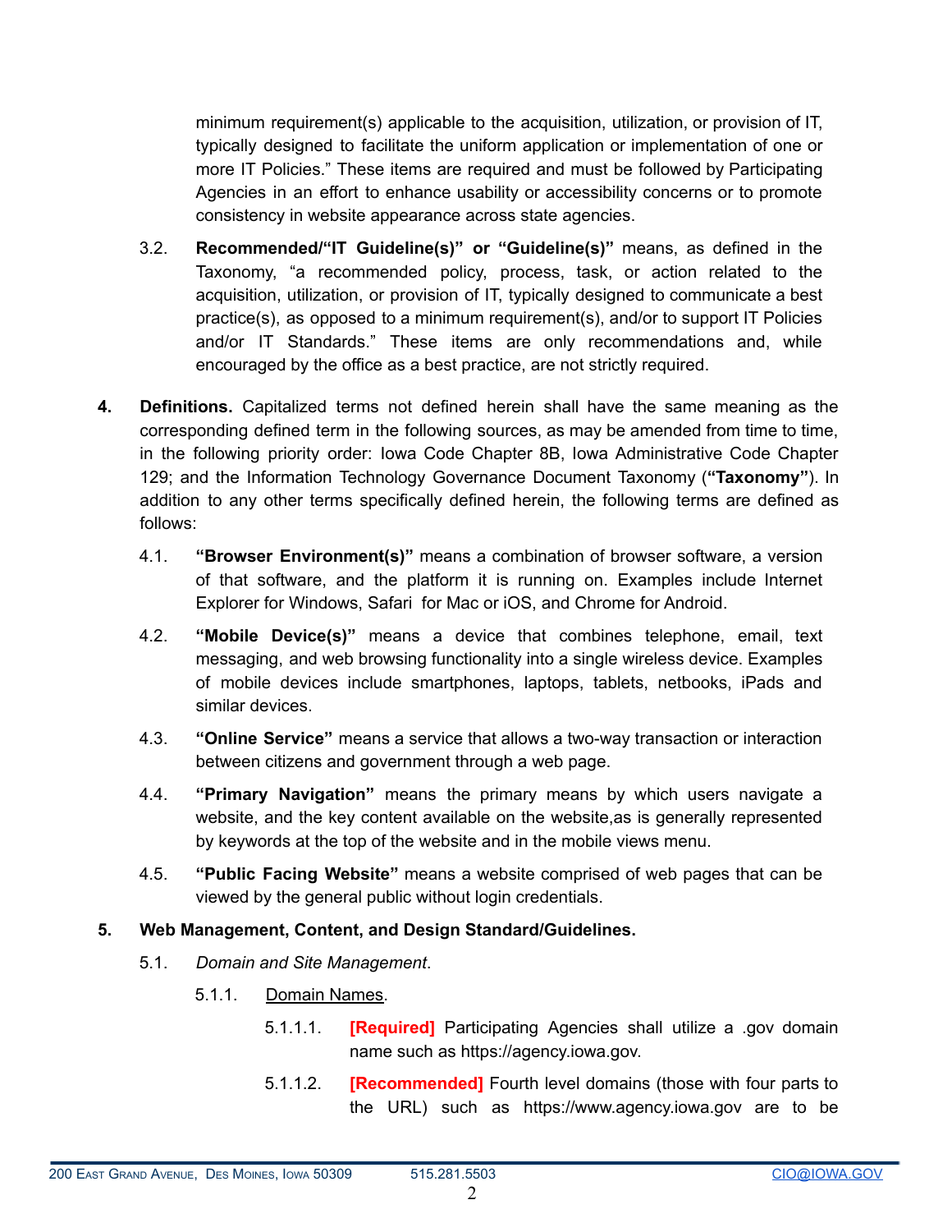minimum requirement(s) applicable to the acquisition, utilization, or provision of IT, typically designed to facilitate the uniform application or implementation of one or more IT Policies." These items are required and must be followed by Participating Agencies in an effort to enhance usability or accessibility concerns or to promote consistency in website appearance across state agencies.

3.2. **Recommended/"IT Guideline(s)" or "Guideline(s)"** means, as defined in the Taxonomy, "a recommended policy, process, task, or action related to the acquisition, utilization, or provision of IT, typically designed to communicate a best practice(s), as opposed to a minimum requirement(s), and/or to support IT Policies and/or IT Standards." These items are only recommendations and, while encouraged by the office as a best practice, are not strictly required.

4. **Definitions.** Capitalized terms not defined herein shall have the same meaning as the corresponding defined term in the following sources, as may be amended from time to time, in the following priority order: Iowa Code Chapter 8B, Iowa Administrative Code Chapter 129; and the Information Technology Governance Document Taxonomy (**"Taxonomy"**). In addition to any other terms specifically defined herein, the following terms are defined as follows:

4.1. **"Browser Environment(s)"** means a combination of browser software, a version of that software, and the platform it is running on. Examples include Internet Explorer for Windows, Safari for Mac or iOS, and Chrome for Android.

4.2. **"Mobile Device(s)"** means a device that combines telephone, email, text messaging, and web browsing functionality into a single wireless device. Examples of mobile devices include smartphones, laptops, tablets, netbooks, iPads and similar devices.

4.3. **"Online Service"** means a service that allows a two-way transaction or interaction between citizens and government through a web page.

4.4. **"Primary Navigation"** means the primary means by which users navigate a website, and the key content available on the website,as is generally represented by keywords at the top of the website and in the mobile views menu.

4.5. **"Public Facing Website"** means a website comprised of web pages that can be viewed by the general public without login credentials.

5. **Web Management, Content, and Design Standard/Guidelines.**

5.1. *Domain and Site Management*.

5.1.1. Domain Names.

5.1.1.1. **[Required]** Participating Agencies shall utilize a .gov domain name such as https://agency.iowa.gov.

5.1.1.2. **[Recommended]** Fourth level domains (those with four parts to the URL) such as https://www.agency.iowa.gov are to be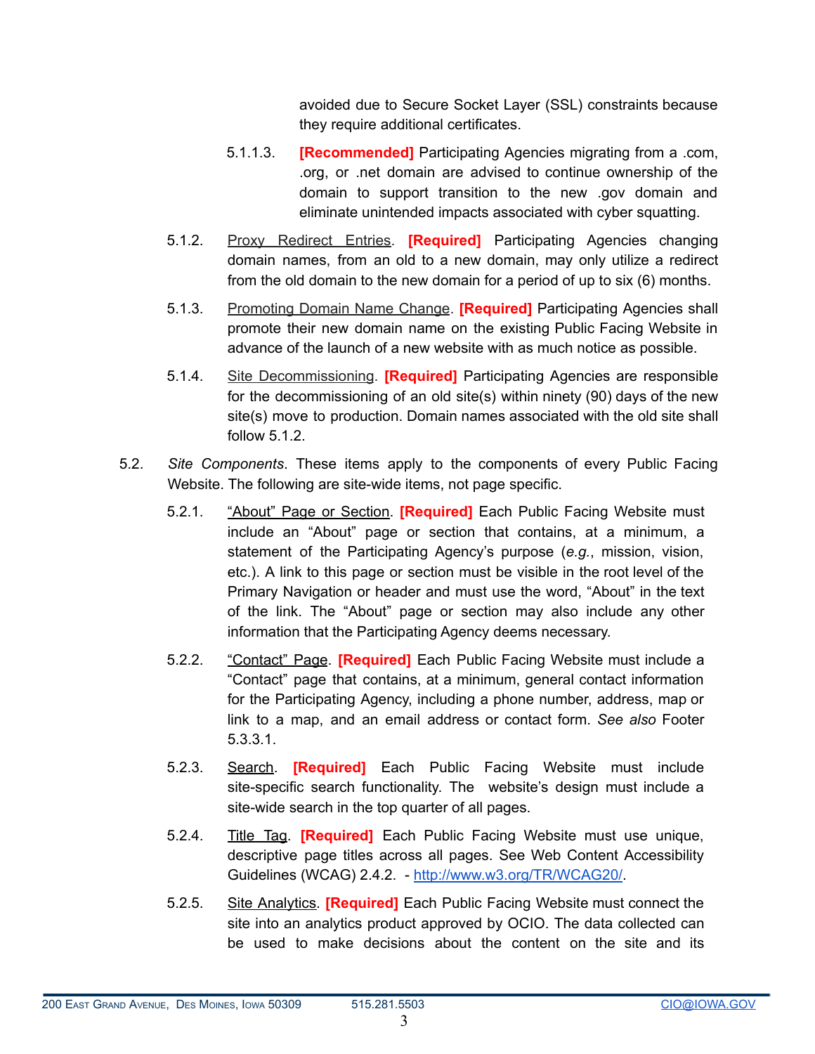avoided due to Secure Socket Layer (SSL) constraints because they require additional certificates.

5.1.1.3. **[Recommended]** Participating Agencies migrating from a .com, .org, or .net domain are advised to continue ownership of the domain to support transition to the new .gov domain and eliminate unintended impacts associated with cyber squatting.

5.1.2. Proxy Redirect Entries. **[Required]** Participating Agencies changing domain names, from an old to a new domain, may only utilize a redirect from the old domain to the new domain for a period of up to six (6) months.

5.1.3. Promoting Domain Name Change. **[Required]** Participating Agencies shall promote their new domain name on the existing Public Facing Website in advance of the launch of a new website with as much notice as possible.

5.1.4. Site Decommissioning. **[Required]** Participating Agencies are responsible for the decommissioning of an old site(s) within ninety (90) days of the new site(s) move to production. Domain names associated with the old site shall follow 5.1.2.

5.2. *Site Components*. These items apply to the components of every Public Facing Website. The following are site-wide items, not page specific.

5.2.1. “About” Page or Section. **[Required]** Each Public Facing Website must include an “About” page or section that contains, at a minimum, a statement of the Participating Agency’s purpose (*e.g.*, mission, vision, etc.). A link to this page or section must be visible in the root level of the Primary Navigation or header and must use the word, “About” in the text of the link. The “About” page or section may also include any other information that the Participating Agency deems necessary.

5.2.2. “Contact” Page. **[Required]** Each Public Facing Website must include a “Contact” page that contains, at a minimum, general contact information for the Participating Agency, including a phone number, address, map or link to a map, and an email address or contact form. *See also* Footer 5.3.3.1.

5.2.3. Search. **[Required]** Each Public Facing Website must include site-specific search functionality. The website’s design must include a site-wide search in the top quarter of all pages.

5.2.4. Title Tag. **[Required]** Each Public Facing Website must use unique, descriptive page titles across all pages. See Web Content Accessibility Guidelines (WCAG) 2.4.2. - [http://www.w3.org/TR/WCAG20/](http://www.w3.org/TR/WCAG20/).

5.2.5. Site Analytics. **[Required]** Each Public Facing Website must connect the site into an analytics product approved by OCIO. The data collected can be used to make decisions about the content on the site and its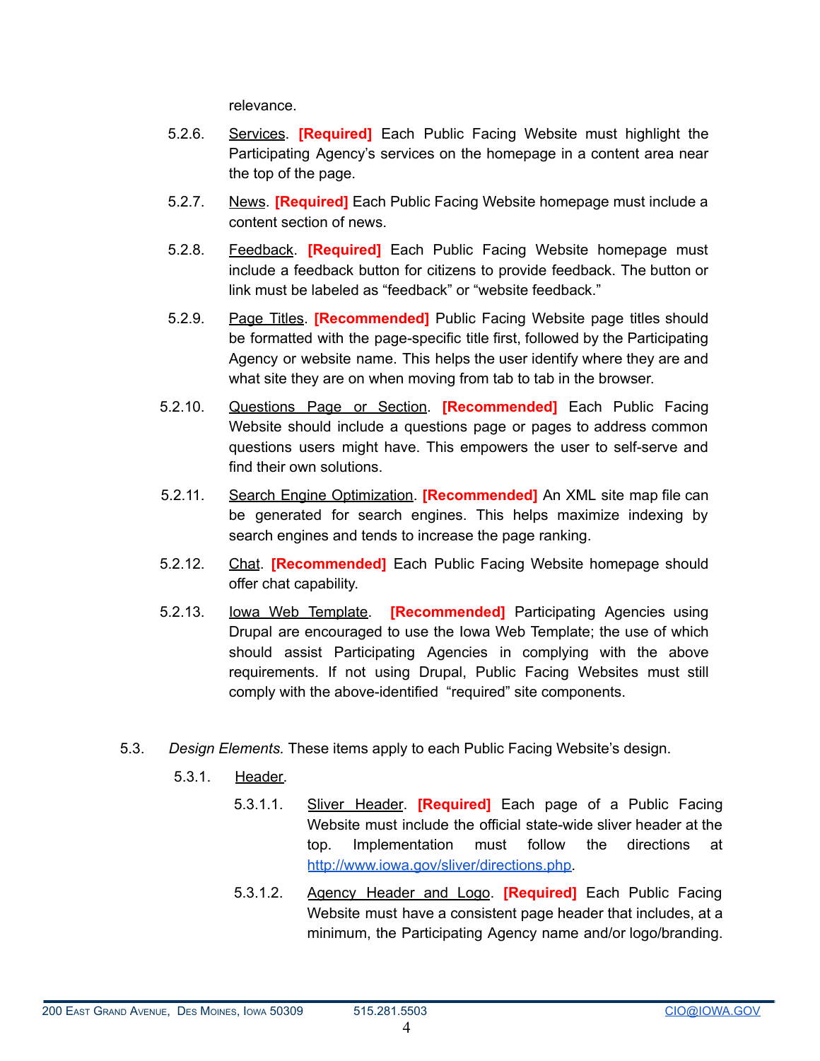relevance.

5.2.6. Services. **[Required]** Each Public Facing Website must highlight the Participating Agency's services on the homepage in a content area near the top of the page.

5.2.7. News. **[Required]** Each Public Facing Website homepage must include a content section of news.

5.2.8. Feedback. **[Required]** Each Public Facing Website homepage must include a feedback button for citizens to provide feedback. The button or link must be labeled as "feedback" or "website feedback."

5.2.9. Page Titles. **[Recommended]** Public Facing Website page titles should be formatted with the page-specific title first, followed by the Participating Agency or website name. This helps the user identify where they are and what site they are on when moving from tab to tab in the browser.

5.2.10. Questions Page or Section. **[Recommended]** Each Public Facing Website should include a questions page or pages to address common questions users might have. This empowers the user to self-serve and find their own solutions.

5.2.11. Search Engine Optimization. **[Recommended]** An XML site map file can be generated for search engines. This helps maximize indexing by search engines and tends to increase the page ranking.

5.2.12. Chat. **[Recommended]** Each Public Facing Website homepage should offer chat capability.

5.2.13. Iowa Web Template. **[Recommended]** Participating Agencies using Drupal are encouraged to use the Iowa Web Template; the use of which should assist Participating Agencies in complying with the above requirements. If not using Drupal, Public Facing Websites must still comply with the above-identified "required" site components.

5.3. *Design Elements.* These items apply to each Public Facing Website's design.

5.3.1. Header.

5.3.1.1. Sliver Header. **[Required]** Each page of a Public Facing Website must include the official state-wide sliver header at the top. Implementation must follow the directions at http://www.iowa.gov/sliver/directions.php.

5.3.1.2. Agency Header and Logo. **[Required]** Each Public Facing Website must have a consistent page header that includes, at a minimum, the Participating Agency name and/or logo/branding.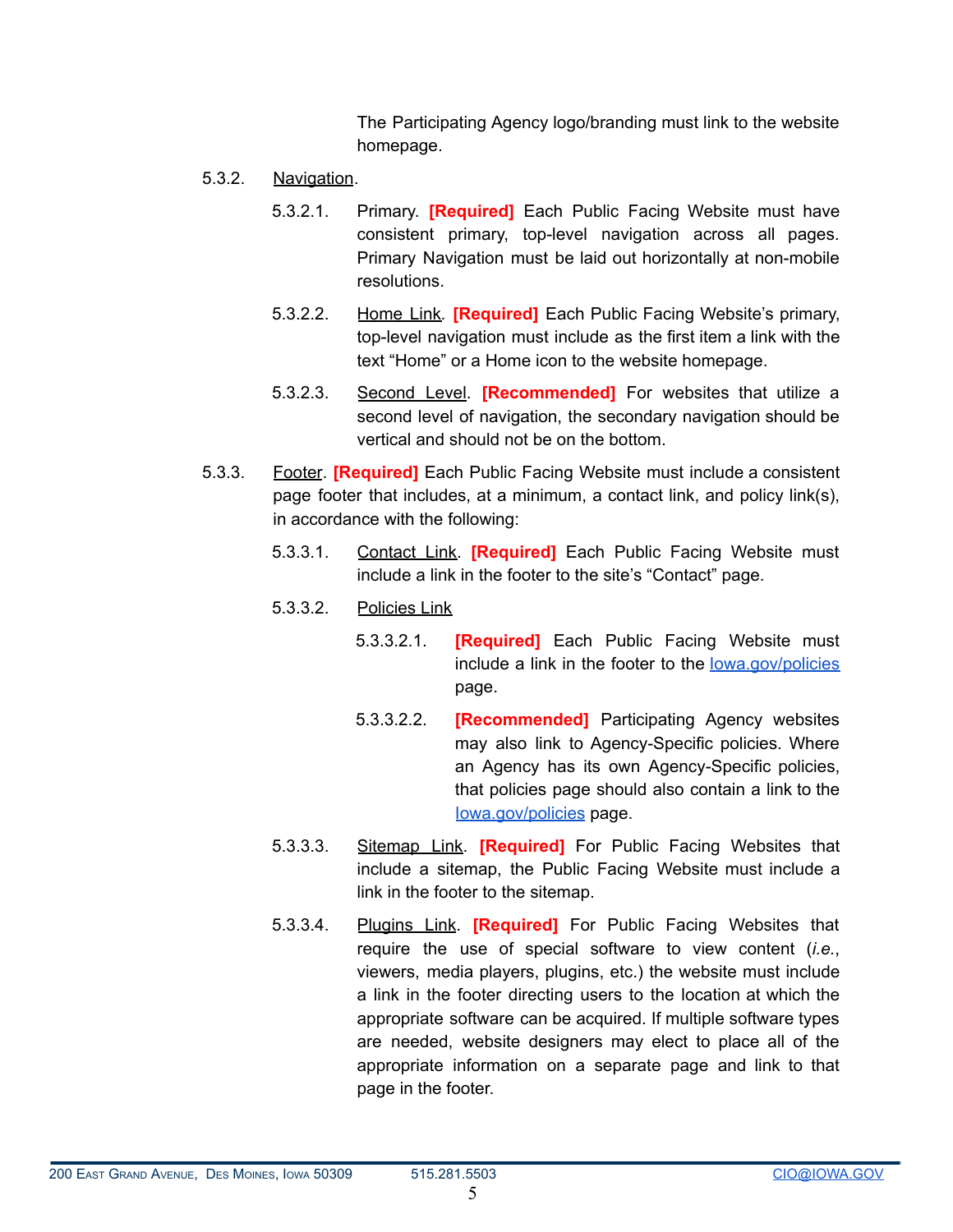The Participating Agency logo/branding must link to the website homepage.

5.3.2. Navigation.

5.3.2.1. Primary. **[Required]** Each Public Facing Website must have consistent primary, top-level navigation across all pages. Primary Navigation must be laid out horizontally at non-mobile resolutions.

5.3.2.2. Home Link. **[Required]** Each Public Facing Website's primary, top-level navigation must include as the first item a link with the text "Home" or a Home icon to the website homepage.

5.3.2.3. Second Level. **[Recommended]** For websites that utilize a second level of navigation, the secondary navigation should be vertical and should not be on the bottom.

5.3.3. Footer. **[Required]** Each Public Facing Website must include a consistent page footer that includes, at a minimum, a contact link, and policy link(s), in accordance with the following:

5.3.3.1. Contact Link. **[Required]** Each Public Facing Website must include a link in the footer to the site's "Contact" page.

5.3.3.2. Policies Link

5.3.3.2.1. **[Required]** Each Public Facing Website must include a link in the footer to the [Iowa.gov/policies](Iowa.gov/policies) page.

5.3.3.2.2. **[Recommended]** Participating Agency websites may also link to Agency-Specific policies. Where an Agency has its own Agency-Specific policies, that policies page should also contain a link to the [Iowa.gov/policies](Iowa.gov/policies) page.

5.3.3.3. Sitemap Link. **[Required]** For Public Facing Websites that include a sitemap, the Public Facing Website must include a link in the footer to the sitemap.

5.3.3.4. Plugins Link. **[Required]** For Public Facing Websites that require the use of special software to view content (*i.e.*, viewers, media players, plugins, etc.) the website must include a link in the footer directing users to the location at which the appropriate software can be acquired. If multiple software types are needed, website designers may elect to place all of the appropriate information on a separate page and link to that page in the footer.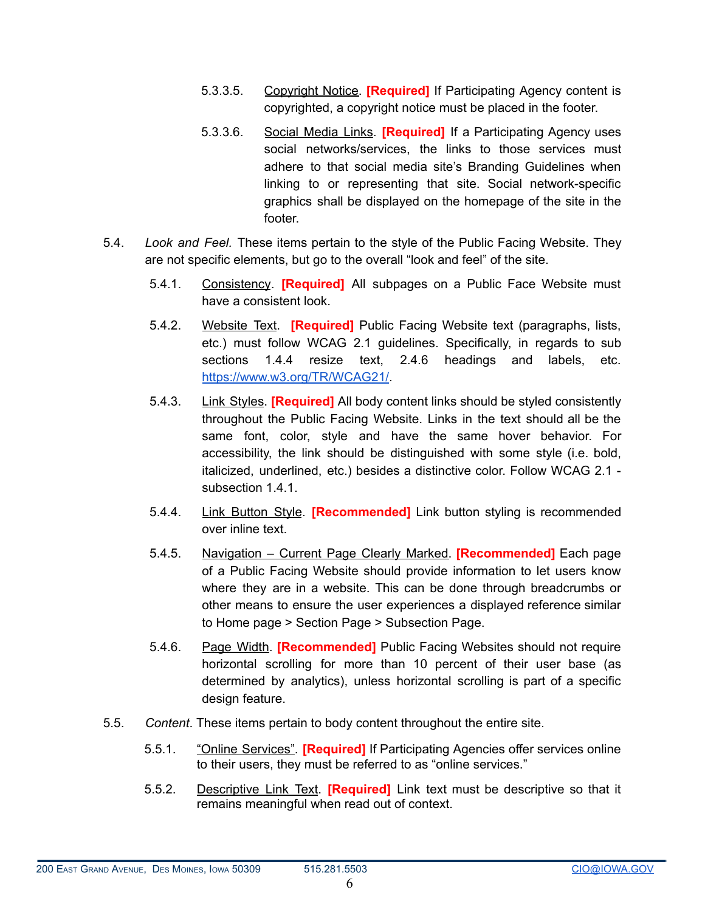5.3.3.5. Copyright Notice. **[Required]** If Participating Agency content is copyrighted, a copyright notice must be placed in the footer.

5.3.3.6. Social Media Links. **[Required]** If a Participating Agency uses social networks/services, the links to those services must adhere to that social media site's Branding Guidelines when linking to or representing that site. Social network-specific graphics shall be displayed on the homepage of the site in the footer.

5.4. *Look and Feel.* These items pertain to the style of the Public Facing Website. They are not specific elements, but go to the overall "look and feel" of the site.

5.4.1. Consistency. **[Required]** All subpages on a Public Face Website must have a consistent look.

5.4.2. Website Text. **[Required]** Public Facing Website text (paragraphs, lists, etc.) must follow WCAG 2.1 guidelines. Specifically, in regards to sub sections 1.4.4 resize text, 2.4.6 headings and labels, etc. https://www.w3.org/TR/WCAG21/.

5.4.3. Link Styles. **[Required]** All body content links should be styled consistently throughout the Public Facing Website. Links in the text should all be the same font, color, style and have the same hover behavior. For accessibility, the link should be distinguished with some style (i.e. bold, italicized, underlined, etc.) besides a distinctive color. Follow WCAG 2.1 - subsection 1.4.1.

5.4.4. Link Button Style. **[Recommended]** Link button styling is recommended over inline text.

5.4.5. Navigation – Current Page Clearly Marked. **[Recommended]** Each page of a Public Facing Website should provide information to let users know where they are in a website. This can be done through breadcrumbs or other means to ensure the user experiences a displayed reference similar to Home page > Section Page > Subsection Page.

5.4.6. Page Width. **[Recommended]** Public Facing Websites should not require horizontal scrolling for more than 10 percent of their user base (as determined by analytics), unless horizontal scrolling is part of a specific design feature.

5.5. *Content*. These items pertain to body content throughout the entire site.

5.5.1. "Online Services". **[Required]** If Participating Agencies offer services online to their users, they must be referred to as "online services."

5.5.2. Descriptive Link Text. **[Required]** Link text must be descriptive so that it remains meaningful when read out of context.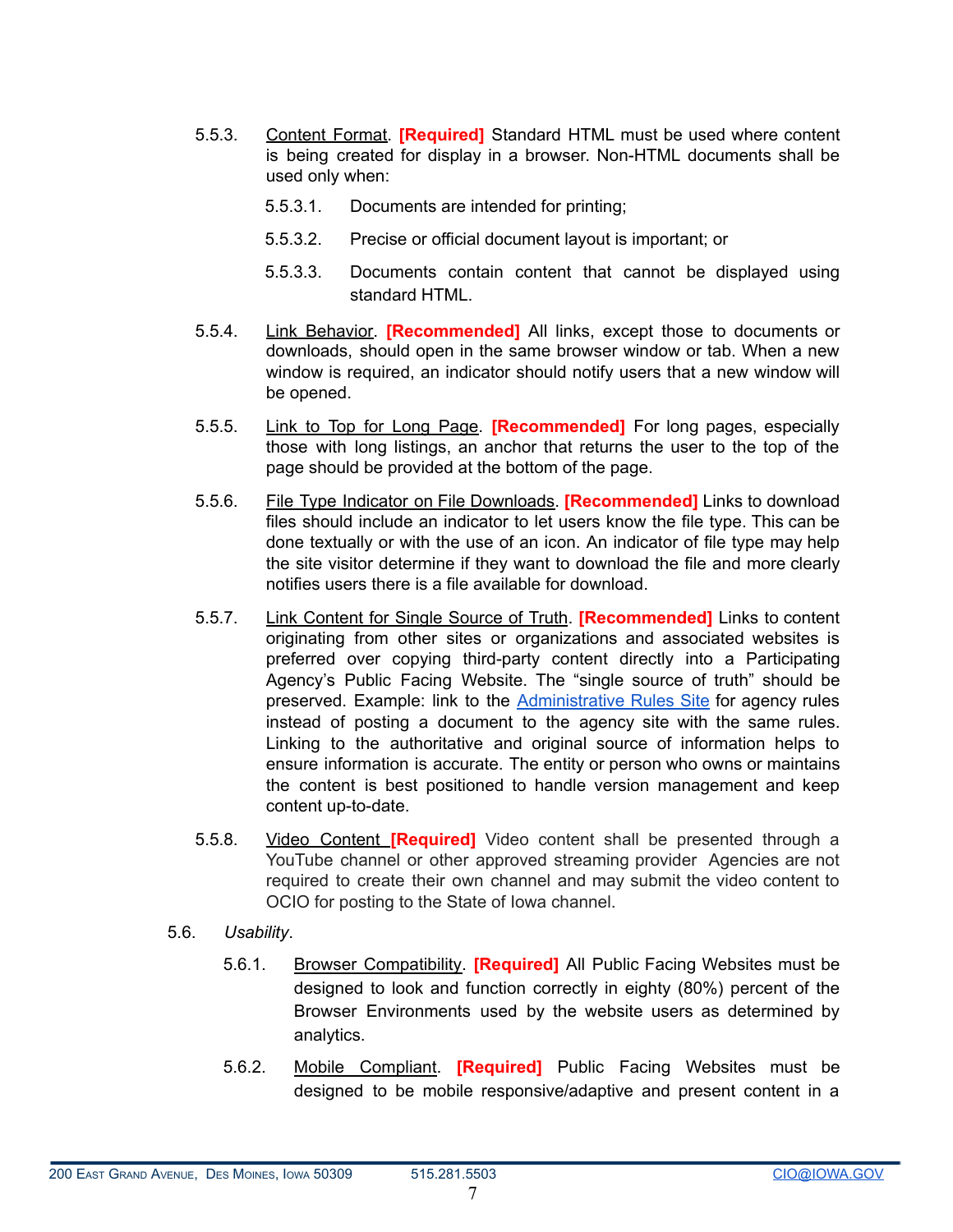5.5.3. Content Format. **[Required]** Standard HTML must be used where content is being created for display in a browser. Non-HTML documents shall be used only when:

5.5.3.1. Documents are intended for printing;

5.5.3.2. Precise or official document layout is important; or

5.5.3.3. Documents contain content that cannot be displayed using standard HTML.

5.5.4. Link Behavior. **[Recommended]** All links, except those to documents or downloads, should open in the same browser window or tab. When a new window is required, an indicator should notify users that a new window will be opened.

5.5.5. Link to Top for Long Page. **[Recommended]** For long pages, especially those with long listings, an anchor that returns the user to the top of the page should be provided at the bottom of the page.

5.5.6. File Type Indicator on File Downloads. **[Recommended]** Links to download files should include an indicator to let users know the file type. This can be done textually or with the use of an icon. An indicator of file type may help the site visitor determine if they want to download the file and more clearly notifies users there is a file available for download.

5.5.7. Link Content for Single Source of Truth. **[Recommended]** Links to content originating from other sites or organizations and associated websites is preferred over copying third-party content directly into a Participating Agency's Public Facing Website. The "single source of truth" should be preserved. Example: link to the Administrative Rules Site for agency rules instead of posting a document to the agency site with the same rules. Linking to the authoritative and original source of information helps to ensure information is accurate. The entity or person who owns or maintains the content is best positioned to handle version management and keep content up-to-date.

5.5.8. Video Content **[Required]** Video content shall be presented through a YouTube channel or other approved streaming provider Agencies are not required to create their own channel and may submit the video content to OCIO for posting to the State of Iowa channel.

5.6. *Usability*.

5.6.1. Browser Compatibility. **[Required]** All Public Facing Websites must be designed to look and function correctly in eighty (80%) percent of the Browser Environments used by the website users as determined by analytics.

5.6.2. Mobile Compliant. **[Required]** Public Facing Websites must be designed to be mobile responsive/adaptive and present content in a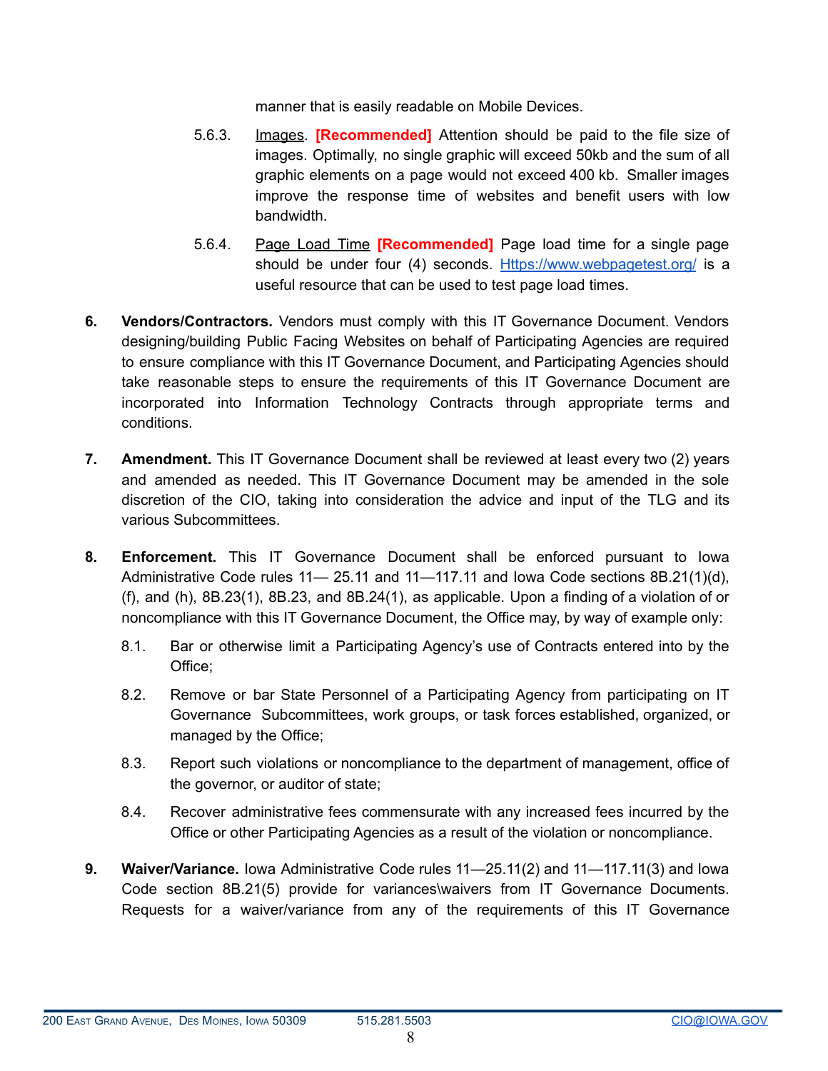manner that is easily readable on Mobile Devices.

5.6.3. Images. **[Recommended]** Attention should be paid to the file size of images. Optimally, no single graphic will exceed 50kb and the sum of all graphic elements on a page would not exceed 400 kb. Smaller images improve the response time of websites and benefit users with low bandwidth.

5.6.4. Page Load Time **[Recommended]** Page load time for a single page should be under four (4) seconds. [Https://www.webpagetest.org/](https://www.webpagetest.org/) is a useful resource that can be used to test page load times.

6. **Vendors/Contractors.** Vendors must comply with this IT Governance Document. Vendors designing/building Public Facing Websites on behalf of Participating Agencies are required to ensure compliance with this IT Governance Document, and Participating Agencies should take reasonable steps to ensure the requirements of this IT Governance Document are incorporated into Information Technology Contracts through appropriate terms and conditions.

7. **Amendment.** This IT Governance Document shall be reviewed at least every two (2) years and amended as needed. This IT Governance Document may be amended in the sole discretion of the CIO, taking into consideration the advice and input of the TLG and its various Subcommittees.

8. **Enforcement.** This IT Governance Document shall be enforced pursuant to Iowa Administrative Code rules 11— 25.11 and 11—117.11 and Iowa Code sections 8B.21(1)(d), (f), and (h), 8B.23(1), 8B.23, and 8B.24(1), as applicable. Upon a finding of a violation of or noncompliance with this IT Governance Document, the Office may, by way of example only:

   8.1. Bar or otherwise limit a Participating Agency's use of Contracts entered into by the Office;

   8.2. Remove or bar State Personnel of a Participating Agency from participating on IT Governance Subcommittees, work groups, or task forces established, organized, or managed by the Office;

   8.3. Report such violations or noncompliance to the department of management, office of the governor, or auditor of state;

   8.4. Recover administrative fees commensurate with any increased fees incurred by the Office or other Participating Agencies as a result of the violation or noncompliance.

9. **Waiver/Variance.** Iowa Administrative Code rules 11—25.11(2) and 11—117.11(3) and Iowa Code section 8B.21(5) provide for variances\waivers from IT Governance Documents. Requests for a waiver/variance from any of the requirements of this IT Governance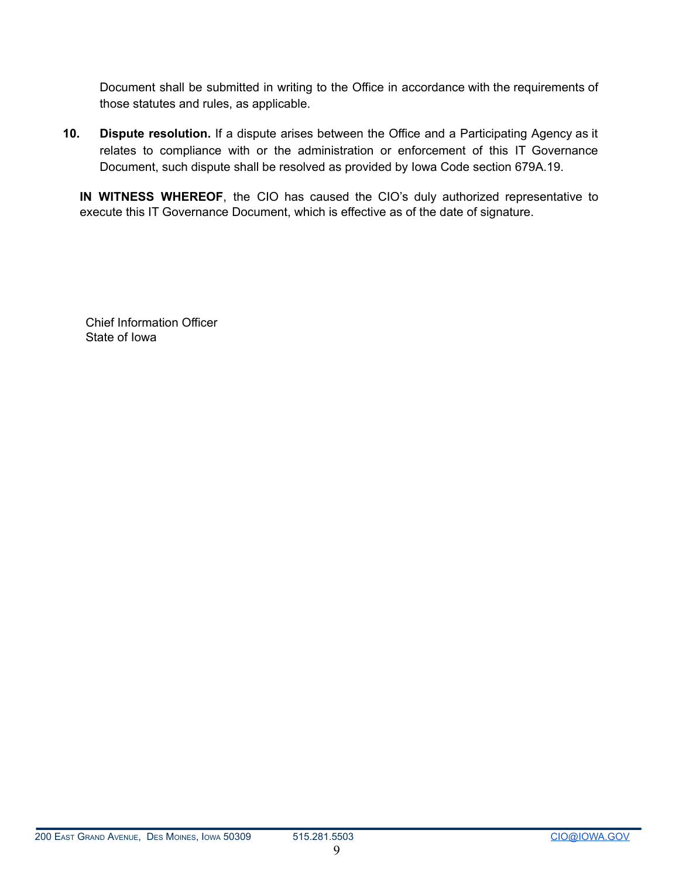Document shall be submitted in writing to the Office in accordance with the requirements of those statutes and rules, as applicable.

10. **Dispute resolution.** If a dispute arises between the Office and a Participating Agency as it relates to compliance with or the administration or enforcement of this IT Governance Document, such dispute shall be resolved as provided by Iowa Code section 679A.19.

**IN WITNESS WHEREOF**, the CIO has caused the CIO's duly authorized representative to execute this IT Governance Document, which is effective as of the date of signature.

Chief Information Officer
State of Iowa